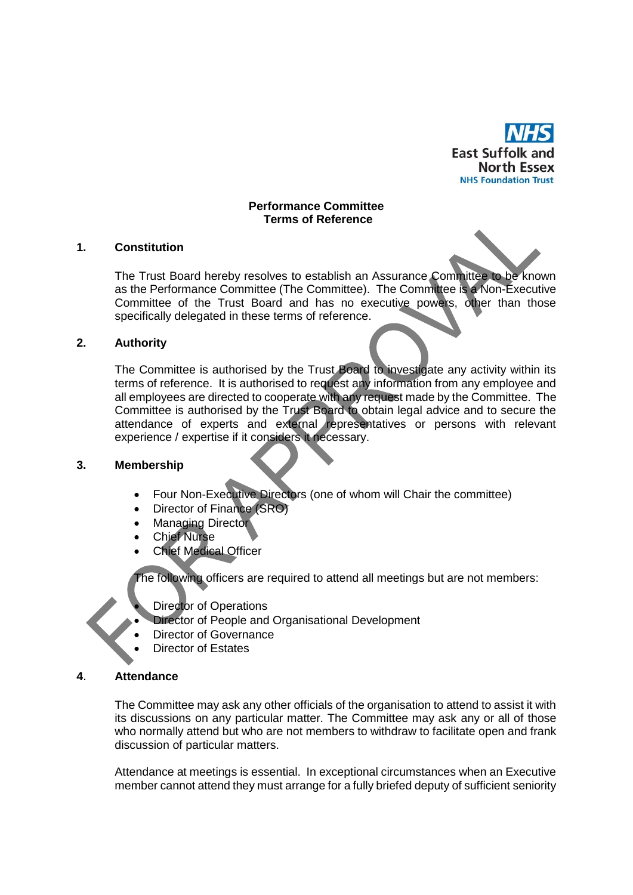NHS
East Suffolk and North Essex
NHS Foundation Trust

**Performance Committee**
**Terms of Reference**

FOR APPROVAL

## 1. Constitution

The Trust Board hereby resolves to establish an Assurance Committee to be known as the Performance Committee (The Committee). The Committee is a Non-Executive Committee of the Trust Board and has no executive powers, other than those specifically delegated in these terms of reference.

## 2. Authority

The Committee is authorised by the Trust Board to investigate any activity within its terms of reference. It is authorised to request any information from any employee and all employees are directed to cooperate with any request made by the Committee. The Committee is authorised by the Trust Board to obtain legal advice and to secure the attendance of experts and external representatives or persons with relevant experience / expertise if it considers it necessary.

## 3. Membership

- Four Non-Executive Directors (one of whom will Chair the committee)
- Director of Finance (SRO)
- Managing Director
- Chief Nurse
- Chief Medical Officer

The following officers are required to attend all meetings but are not members:

- Director of Operations
- Director of People and Organisational Development
- Director of Governance
- Director of Estates

## 4. Attendance

The Committee may ask any other officials of the organisation to attend to assist it with its discussions on any particular matter. The Committee may ask any or all of those who normally attend but who are not members to withdraw to facilitate open and frank discussion of particular matters.

Attendance at meetings is essential. In exceptional circumstances when an Executive member cannot attend they must arrange for a fully briefed deputy of sufficient seniority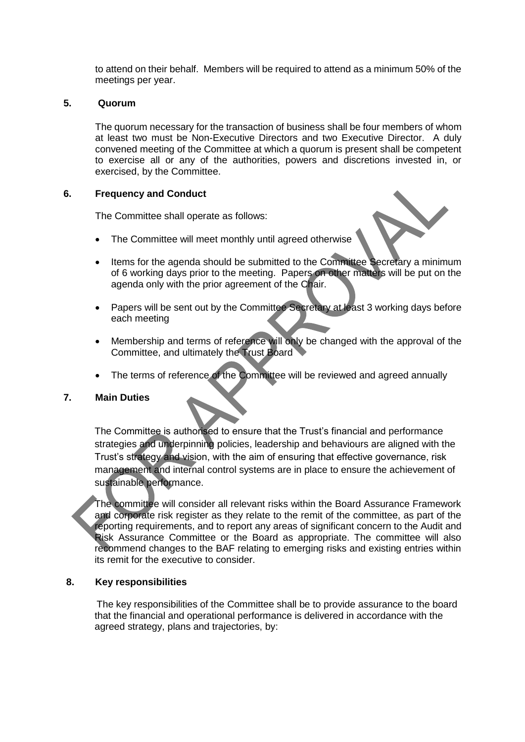to attend on their behalf. Members will be required to attend as a minimum 50% of the meetings per year.

**5. Quorum**

The quorum necessary for the transaction of business shall be four members of whom at least two must be Non-Executive Directors and two Executive Director. A duly convened meeting of the Committee at which a quorum is present shall be competent to exercise all or any of the authorities, powers and discretions invested in, or exercised, by the Committee.

**6. Frequency and Conduct**

The Committee shall operate as follows:

- The Committee will meet monthly until agreed otherwise
- Items for the agenda should be submitted to the Committee Secretary a minimum of 6 working days prior to the meeting. Papers on other matters will be put on the agenda only with the prior agreement of the Chair.
- Papers will be sent out by the Committee Secretary at least 3 working days before each meeting
- Membership and terms of reference will only be changed with the approval of the Committee, and ultimately the Trust Board
- The terms of reference of the Committee will be reviewed and agreed annually

**7. Main Duties**

The Committee is authorised to ensure that the Trust's financial and performance strategies and underpinning policies, leadership and behaviours are aligned with the Trust's strategy and vision, with the aim of ensuring that effective governance, risk management and internal control systems are in place to ensure the achievement of sustainable performance.

The committee will consider all relevant risks within the Board Assurance Framework and corporate risk register as they relate to the remit of the committee, as part of the reporting requirements, and to report any areas of significant concern to the Audit and Risk Assurance Committee or the Board as appropriate. The committee will also recommend changes to the BAF relating to emerging risks and existing entries within its remit for the executive to consider.

**8. Key responsibilities**

The key responsibilities of the Committee shall be to provide assurance to the board that the financial and operational performance is delivered in accordance with the agreed strategy, plans and trajectories, by: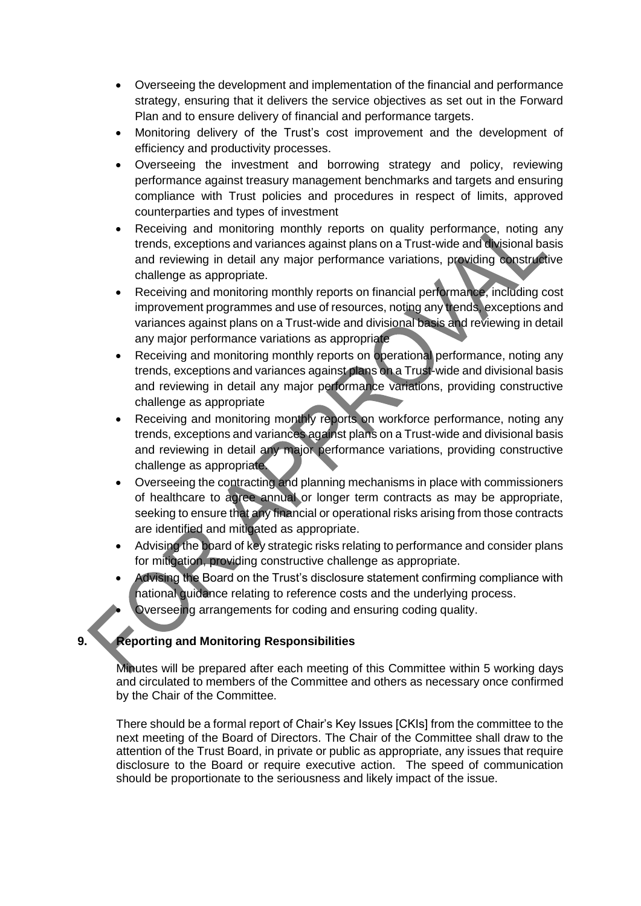- Overseeing the development and implementation of the financial and performance strategy, ensuring that it delivers the service objectives as set out in the Forward Plan and to ensure delivery of financial and performance targets.
- Monitoring delivery of the Trust's cost improvement and the development of efficiency and productivity processes.
- Overseeing the investment and borrowing strategy and policy, reviewing performance against treasury management benchmarks and targets and ensuring compliance with Trust policies and procedures in respect of limits, approved counterparties and types of investment
- Receiving and monitoring monthly reports on quality performance, noting any trends, exceptions and variances against plans on a Trust-wide and divisional basis and reviewing in detail any major performance variations, providing constructive challenge as appropriate.
- Receiving and monitoring monthly reports on financial performance, including cost improvement programmes and use of resources, noting any trends, exceptions and variances against plans on a Trust-wide and divisional basis and reviewing in detail any major performance variations as appropriate
- Receiving and monitoring monthly reports on operational performance, noting any trends, exceptions and variances against plans on a Trust-wide and divisional basis and reviewing in detail any major performance variations, providing constructive challenge as appropriate
- Receiving and monitoring monthly reports on workforce performance, noting any trends, exceptions and variances against plans on a Trust-wide and divisional basis and reviewing in detail any major performance variations, providing constructive challenge as appropriate.
- Overseeing the contracting and planning mechanisms in place with commissioners of healthcare to agree annual or longer term contracts as may be appropriate, seeking to ensure that any financial or operational risks arising from those contracts are identified and mitigated as appropriate.
- Advising the board of key strategic risks relating to performance and consider plans for mitigation, providing constructive challenge as appropriate.
- Advising the Board on the Trust's disclosure statement confirming compliance with national guidance relating to reference costs and the underlying process.
- Overseeing arrangements for coding and ensuring coding quality.

## 9. Reporting and Monitoring Responsibilities

Minutes will be prepared after each meeting of this Committee within 5 working days and circulated to members of the Committee and others as necessary once confirmed by the Chair of the Committee.

There should be a formal report of Chair's Key Issues [CKIs] from the committee to the next meeting of the Board of Directors. The Chair of the Committee shall draw to the attention of the Trust Board, in private or public as appropriate, any issues that require disclosure to the Board or require executive action. The speed of communication should be proportionate to the seriousness and likely impact of the issue.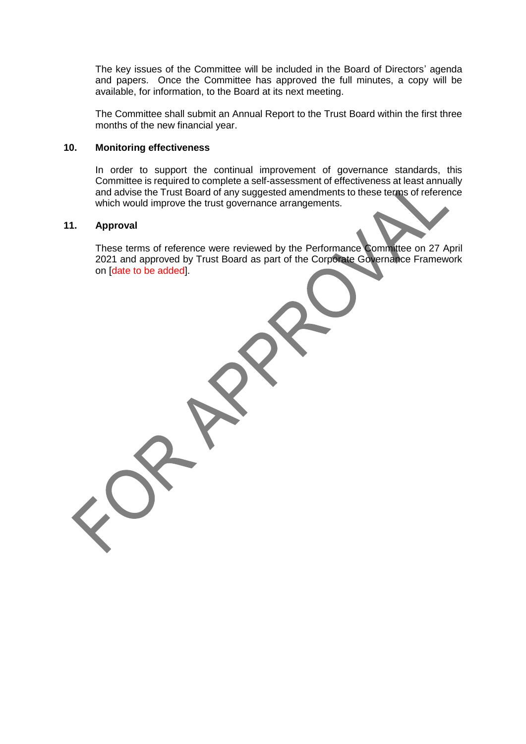The key issues of the Committee will be included in the Board of Directors' agenda and papers. Once the Committee has approved the full minutes, a copy will be available, for information, to the Board at its next meeting.

The Committee shall submit an Annual Report to the Trust Board within the first three months of the new financial year.

## 10. Monitoring effectiveness

In order to support the continual improvement of governance standards, this Committee is required to complete a self-assessment of effectiveness at least annually and advise the Trust Board of any suggested amendments to these terms of reference which would improve the trust governance arrangements.

## 11. Approval

These terms of reference were reviewed by the Performance Committee on 27 April 2021 and approved by Trust Board as part of the Corporate Governance Framework on [date to be added].

FOR APPROVAL